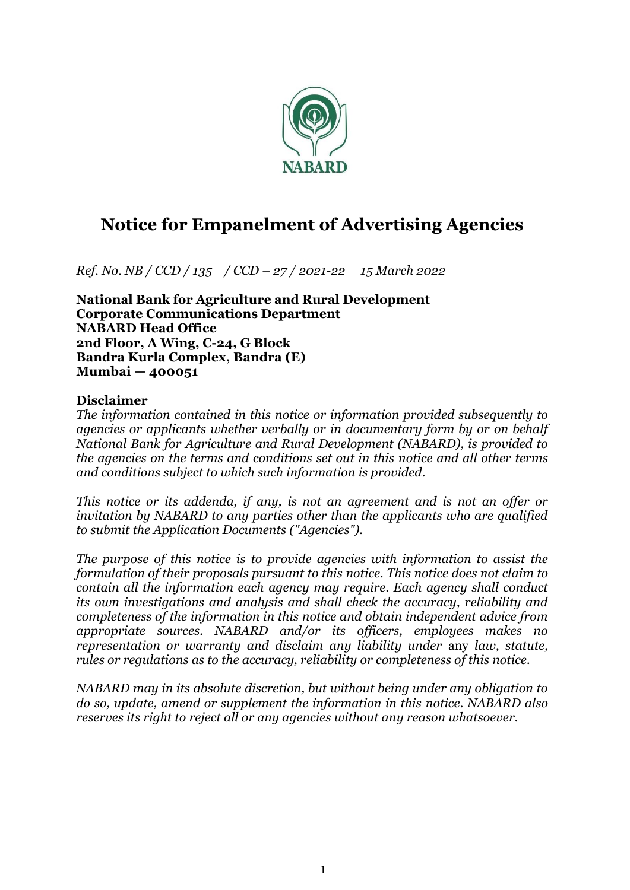# Notice for Empanelment of Advertising Agencies

*Ref. No. NB / CCD / 135 / CCD – 27 / 2021-22 15 March 2022*

**National Bank for Agriculture and Rural Development**
**Corporate Communications Department**
**NABARD Head Office**
**2nd Floor, A Wing, C-24, G Block**
**Bandra Kurla Complex, Bandra (E)**
**Mumbai — 400051**

**Disclaimer**

*The information contained in this notice or information provided subsequently to agencies or applicants whether verbally or in documentary form by or on behalf National Bank for Agriculture and Rural Development (NABARD), is provided to the agencies on the terms and conditions set out in this notice and all other terms and conditions subject to which such information is provided.*

*This notice or its addenda, if any, is not an agreement and is not an offer or invitation by NABARD to any parties other than the applicants who are qualified to submit the Application Documents ("Agencies").*

*The purpose of this notice is to provide agencies with information to assist the formulation of their proposals pursuant to this notice. This notice does not claim to contain all the information each agency may require. Each agency shall conduct its own investigations and analysis and shall check the accuracy, reliability and completeness of the information in this notice and obtain independent advice from appropriate sources. NABARD and/or its officers, employees makes no representation or warranty and disclaim any liability under* any *law, statute, rules or regulations as to the accuracy, reliability or completeness of this notice.*

*NABARD may in its absolute discretion, but without being under any obligation to do so, update, amend or supplement the information in this notice. NABARD also reserves its right to reject all or any agencies without any reason whatsoever.*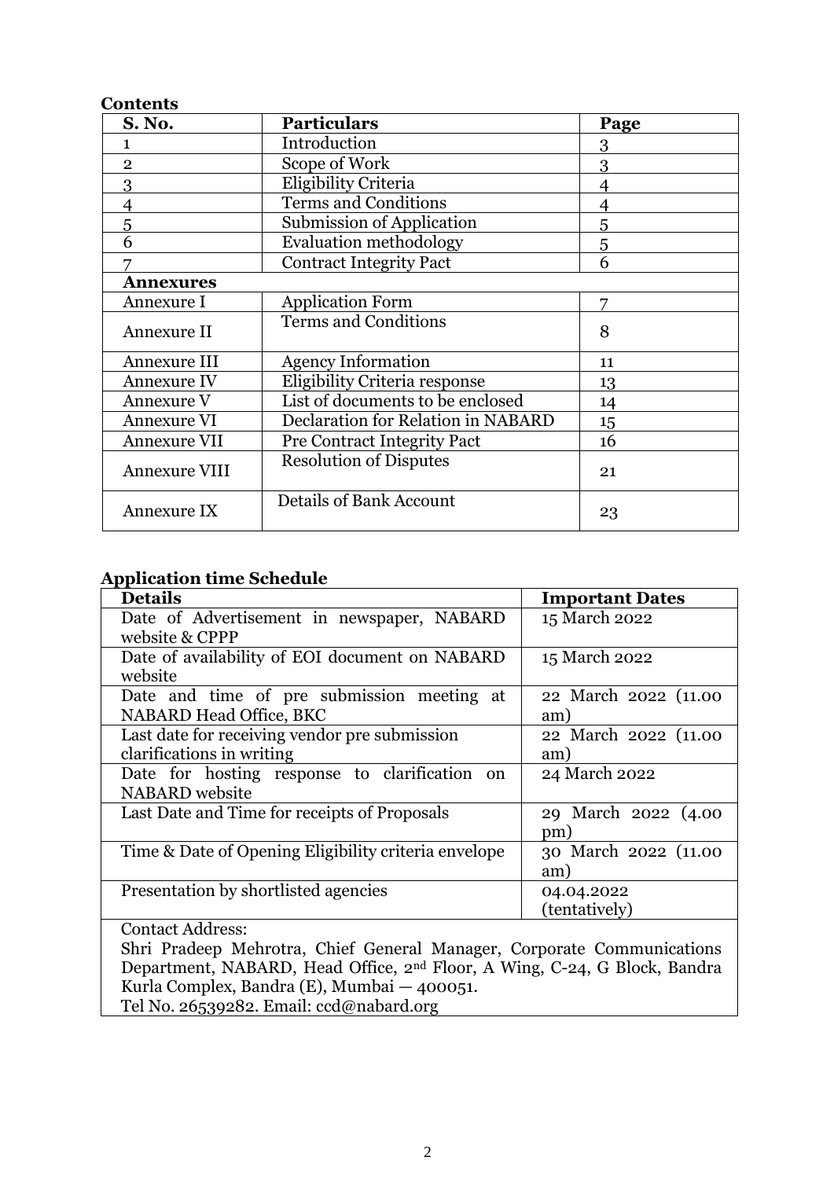**Contents**

| S. No. | Particulars | Page |
|---|---|---|
| 1 | Introduction | 3 |
| 2 | Scope of Work | 3 |
| 3 | Eligibility Criteria | 4 |
| 4 | Terms and Conditions | 4 |
| 5 | Submission of Application | 5 |
| 6 | Evaluation methodology | 5 |
| 7 | Contract Integrity Pact | 6 |
| **Annexures** | | |
| Annexure I | Application Form | 7 |
| Annexure II | Terms and Conditions | 8 |
| Annexure III | Agency Information | 11 |
| Annexure IV | Eligibility Criteria response | 13 |
| Annexure V | List of documents to be enclosed | 14 |
| Annexure VI | Declaration for Relation in NABARD | 15 |
| Annexure VII | Pre Contract Integrity Pact | 16 |
| Annexure VIII | Resolution of Disputes | 21 |
| Annexure IX | Details of Bank Account | 23 |

**Application time Schedule**

| Details | Important Dates |
|---|---|
| Date of Advertisement in newspaper, NABARD website & CPPP | 15 March 2022 |
| Date of availability of EOI document on NABARD website | 15 March 2022 |
| Date and time of pre submission meeting at NABARD Head Office, BKC | 22 March 2022 (11.00 am) |
| Last date for receiving vendor pre submission clarifications in writing | 22 March 2022 (11.00 am) |
| Date for hosting response to clarification on NABARD website | 24 March 2022 |
| Last Date and Time for receipts of Proposals | 29 March 2022 (4.00 pm) |
| Time & Date of Opening Eligibility criteria envelope | 30 March 2022 (11.00 am) |
| Presentation by shortlisted agencies | 04.04.2022 (tentatively) |
| Contact Address: Shri Pradeep Mehrotra, Chief General Manager, Corporate Communications Department, NABARD, Head Office, 2nd Floor, A Wing, C-24, G Block, Bandra Kurla Complex, Bandra (E), Mumbai — 400051. Tel No. 26539282. Email: ccd@nabard.org | |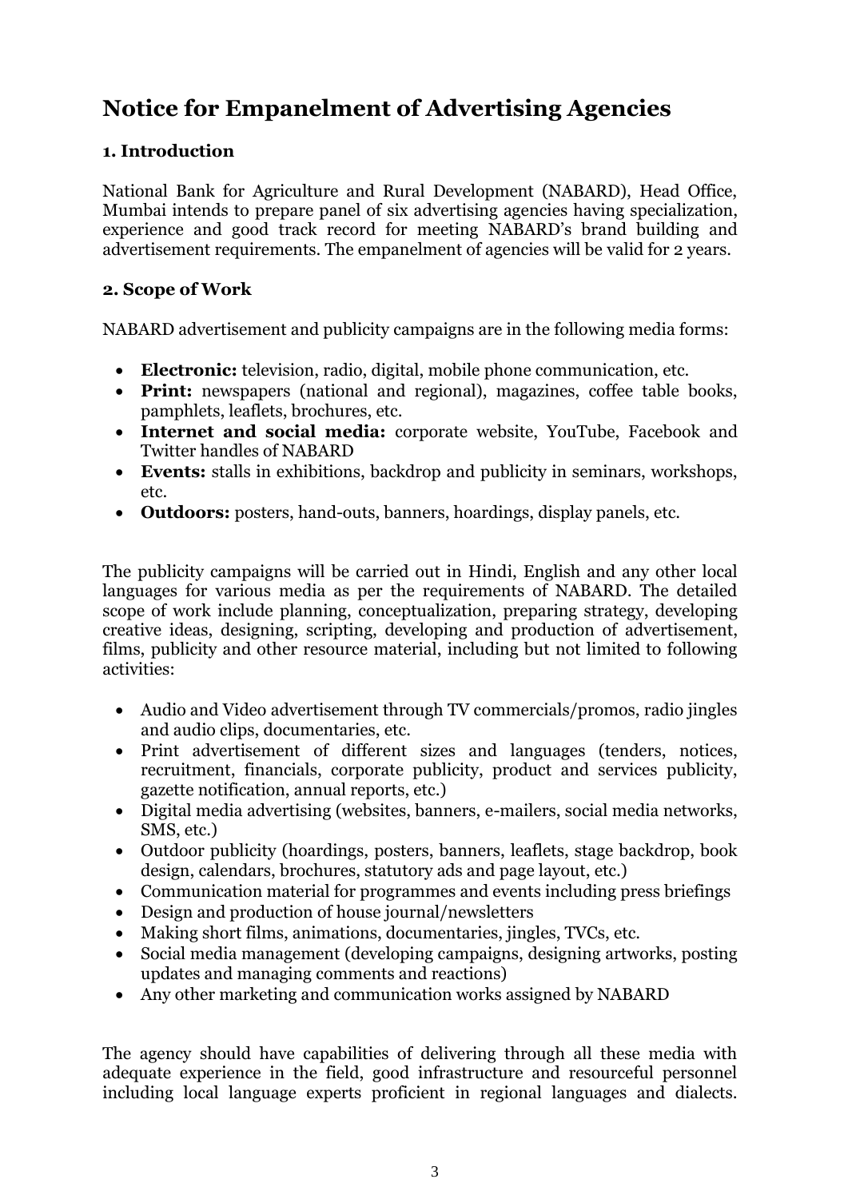# Notice for Empanelment of Advertising Agencies

### 1. Introduction

National Bank for Agriculture and Rural Development (NABARD), Head Office, Mumbai intends to prepare panel of six advertising agencies having specialization, experience and good track record for meeting NABARD's brand building and advertisement requirements. The empanelment of agencies will be valid for 2 years.

### 2. Scope of Work

NABARD advertisement and publicity campaigns are in the following media forms:

- **Electronic:** television, radio, digital, mobile phone communication, etc.
- **Print:** newspapers (national and regional), magazines, coffee table books, pamphlets, leaflets, brochures, etc.
- **Internet and social media:** corporate website, YouTube, Facebook and Twitter handles of NABARD
- **Events:** stalls in exhibitions, backdrop and publicity in seminars, workshops, etc.
- **Outdoors:** posters, hand-outs, banners, hoardings, display panels, etc.

The publicity campaigns will be carried out in Hindi, English and any other local languages for various media as per the requirements of NABARD. The detailed scope of work include planning, conceptualization, preparing strategy, developing creative ideas, designing, scripting, developing and production of advertisement, films, publicity and other resource material, including but not limited to following activities:

- Audio and Video advertisement through TV commercials/promos, radio jingles and audio clips, documentaries, etc.
- Print advertisement of different sizes and languages (tenders, notices, recruitment, financials, corporate publicity, product and services publicity, gazette notification, annual reports, etc.)
- Digital media advertising (websites, banners, e-mailers, social media networks, SMS, etc.)
- Outdoor publicity (hoardings, posters, banners, leaflets, stage backdrop, book design, calendars, brochures, statutory ads and page layout, etc.)
- Communication material for programmes and events including press briefings
- Design and production of house journal/newsletters
- Making short films, animations, documentaries, jingles, TVCs, etc.
- Social media management (developing campaigns, designing artworks, posting updates and managing comments and reactions)
- Any other marketing and communication works assigned by NABARD

The agency should have capabilities of delivering through all these media with adequate experience in the field, good infrastructure and resourceful personnel including local language experts proficient in regional languages and dialects.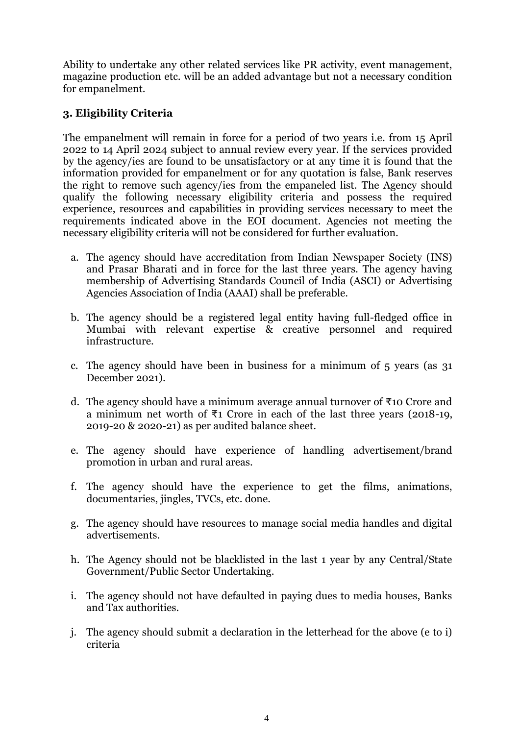Ability to undertake any other related services like PR activity, event management, magazine production etc. will be an added advantage but not a necessary condition for empanelment.

### 3. Eligibility Criteria

The empanelment will remain in force for a period of two years i.e. from 15 April 2022 to 14 April 2024 subject to annual review every year. If the services provided by the agency/ies are found to be unsatisfactory or at any time it is found that the information provided for empanelment or for any quotation is false, Bank reserves the right to remove such agency/ies from the empaneled list. The Agency should qualify the following necessary eligibility criteria and possess the required experience, resources and capabilities in providing services necessary to meet the requirements indicated above in the EOI document. Agencies not meeting the necessary eligibility criteria will not be considered for further evaluation.

a. The agency should have accreditation from Indian Newspaper Society (INS) and Prasar Bharati and in force for the last three years. The agency having membership of Advertising Standards Council of India (ASCI) or Advertising Agencies Association of India (AAAI) shall be preferable.

b. The agency should be a registered legal entity having full-fledged office in Mumbai with relevant expertise & creative personnel and required infrastructure.

c. The agency should have been in business for a minimum of 5 years (as 31 December 2021).

d. The agency should have a minimum average annual turnover of ₹10 Crore and a minimum net worth of ₹1 Crore in each of the last three years (2018-19, 2019-20 & 2020-21) as per audited balance sheet.

e. The agency should have experience of handling advertisement/brand promotion in urban and rural areas.

f. The agency should have the experience to get the films, animations, documentaries, jingles, TVCs, etc. done.

g. The agency should have resources to manage social media handles and digital advertisements.

h. The Agency should not be blacklisted in the last 1 year by any Central/State Government/Public Sector Undertaking.

i. The agency should not have defaulted in paying dues to media houses, Banks and Tax authorities.

j. The agency should submit a declaration in the letterhead for the above (e to i) criteria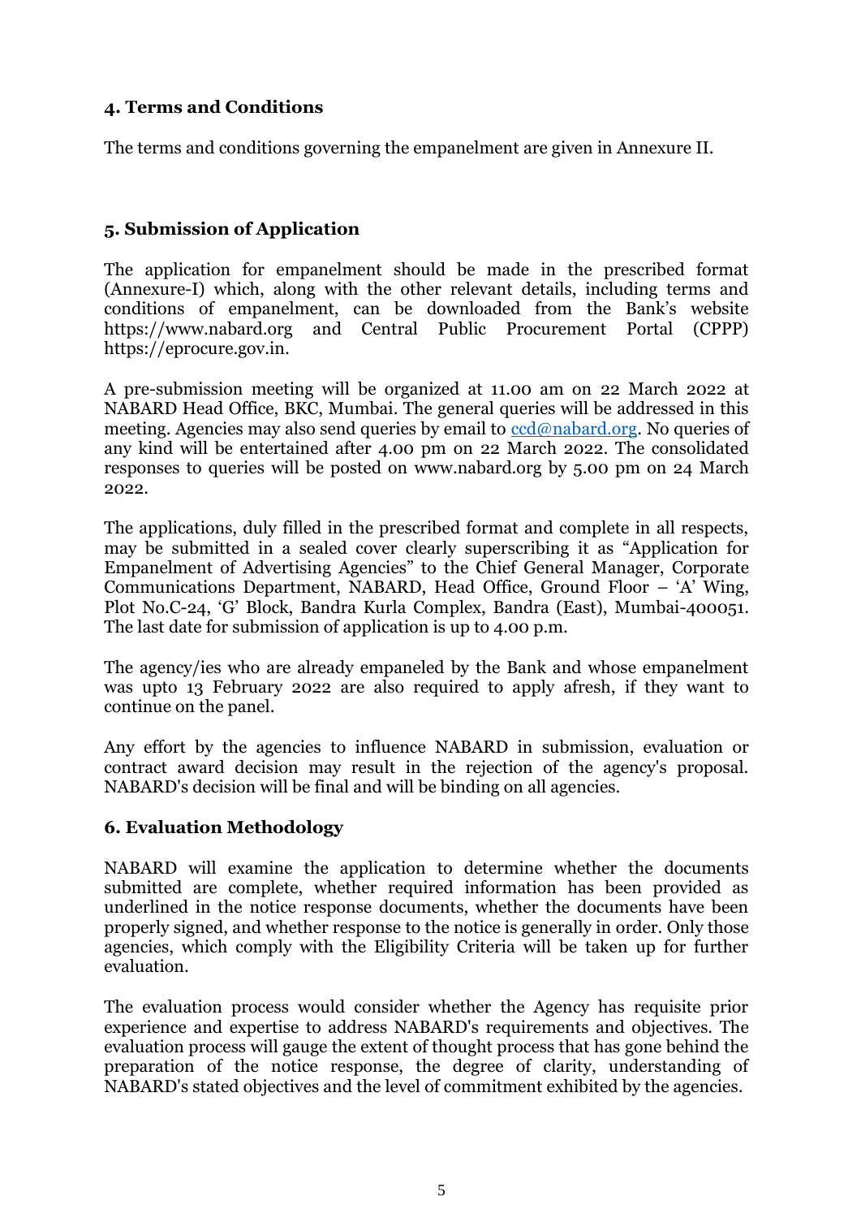## 4. Terms and Conditions

The terms and conditions governing the empanelment are given in Annexure II.

## 5. Submission of Application

The application for empanelment should be made in the prescribed format (Annexure-I) which, along with the other relevant details, including terms and conditions of empanelment, can be downloaded from the Bank's website https://www.nabard.org and Central Public Procurement Portal (CPPP) https://eprocure.gov.in.

A pre-submission meeting will be organized at 11.00 am on 22 March 2022 at NABARD Head Office, BKC, Mumbai. The general queries will be addressed in this meeting. Agencies may also send queries by email to ccd@nabard.org. No queries of any kind will be entertained after 4.00 pm on 22 March 2022. The consolidated responses to queries will be posted on www.nabard.org by 5.00 pm on 24 March 2022.

The applications, duly filled in the prescribed format and complete in all respects, may be submitted in a sealed cover clearly superscribing it as "Application for Empanelment of Advertising Agencies" to the Chief General Manager, Corporate Communications Department, NABARD, Head Office, Ground Floor – 'A' Wing, Plot No.C-24, 'G' Block, Bandra Kurla Complex, Bandra (East), Mumbai-400051. The last date for submission of application is up to 4.00 p.m.

The agency/ies who are already empaneled by the Bank and whose empanelment was upto 13 February 2022 are also required to apply afresh, if they want to continue on the panel.

Any effort by the agencies to influence NABARD in submission, evaluation or contract award decision may result in the rejection of the agency's proposal. NABARD's decision will be final and will be binding on all agencies.

## 6. Evaluation Methodology

NABARD will examine the application to determine whether the documents submitted are complete, whether required information has been provided as underlined in the notice response documents, whether the documents have been properly signed, and whether response to the notice is generally in order. Only those agencies, which comply with the Eligibility Criteria will be taken up for further evaluation.

The evaluation process would consider whether the Agency has requisite prior experience and expertise to address NABARD's requirements and objectives. The evaluation process will gauge the extent of thought process that has gone behind the preparation of the notice response, the degree of clarity, understanding of NABARD's stated objectives and the level of commitment exhibited by the agencies.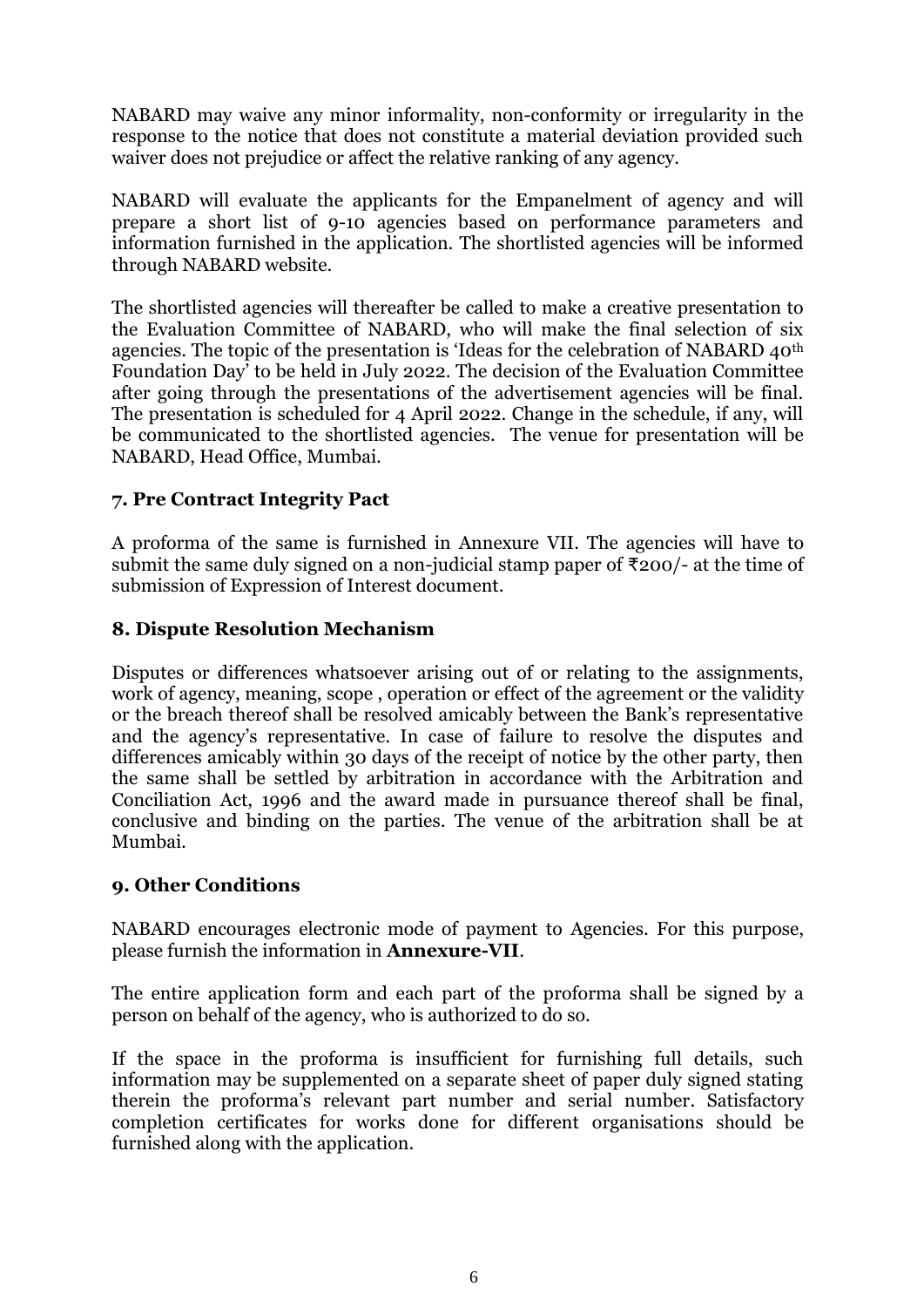NABARD may waive any minor informality, non-conformity or irregularity in the response to the notice that does not constitute a material deviation provided such waiver does not prejudice or affect the relative ranking of any agency.

NABARD will evaluate the applicants for the Empanelment of agency and will prepare a short list of 9-10 agencies based on performance parameters and information furnished in the application. The shortlisted agencies will be informed through NABARD website.

The shortlisted agencies will thereafter be called to make a creative presentation to the Evaluation Committee of NABARD, who will make the final selection of six agencies. The topic of the presentation is 'Ideas for the celebration of NABARD 40th Foundation Day' to be held in July 2022. The decision of the Evaluation Committee after going through the presentations of the advertisement agencies will be final. The presentation is scheduled for 4 April 2022. Change in the schedule, if any, will be communicated to the shortlisted agencies. The venue for presentation will be NABARD, Head Office, Mumbai.

### 7. Pre Contract Integrity Pact

A proforma of the same is furnished in Annexure VII. The agencies will have to submit the same duly signed on a non-judicial stamp paper of ₹200/- at the time of submission of Expression of Interest document.

### 8. Dispute Resolution Mechanism

Disputes or differences whatsoever arising out of or relating to the assignments, work of agency, meaning, scope , operation or effect of the agreement or the validity or the breach thereof shall be resolved amicably between the Bank's representative and the agency's representative. In case of failure to resolve the disputes and differences amicably within 30 days of the receipt of notice by the other party, then the same shall be settled by arbitration in accordance with the Arbitration and Conciliation Act, 1996 and the award made in pursuance thereof shall be final, conclusive and binding on the parties. The venue of the arbitration shall be at Mumbai.

### 9. Other Conditions

NABARD encourages electronic mode of payment to Agencies. For this purpose, please furnish the information in **Annexure-VII**.

The entire application form and each part of the proforma shall be signed by a person on behalf of the agency, who is authorized to do so.

If the space in the proforma is insufficient for furnishing full details, such information may be supplemented on a separate sheet of paper duly signed stating therein the proforma's relevant part number and serial number. Satisfactory completion certificates for works done for different organisations should be furnished along with the application.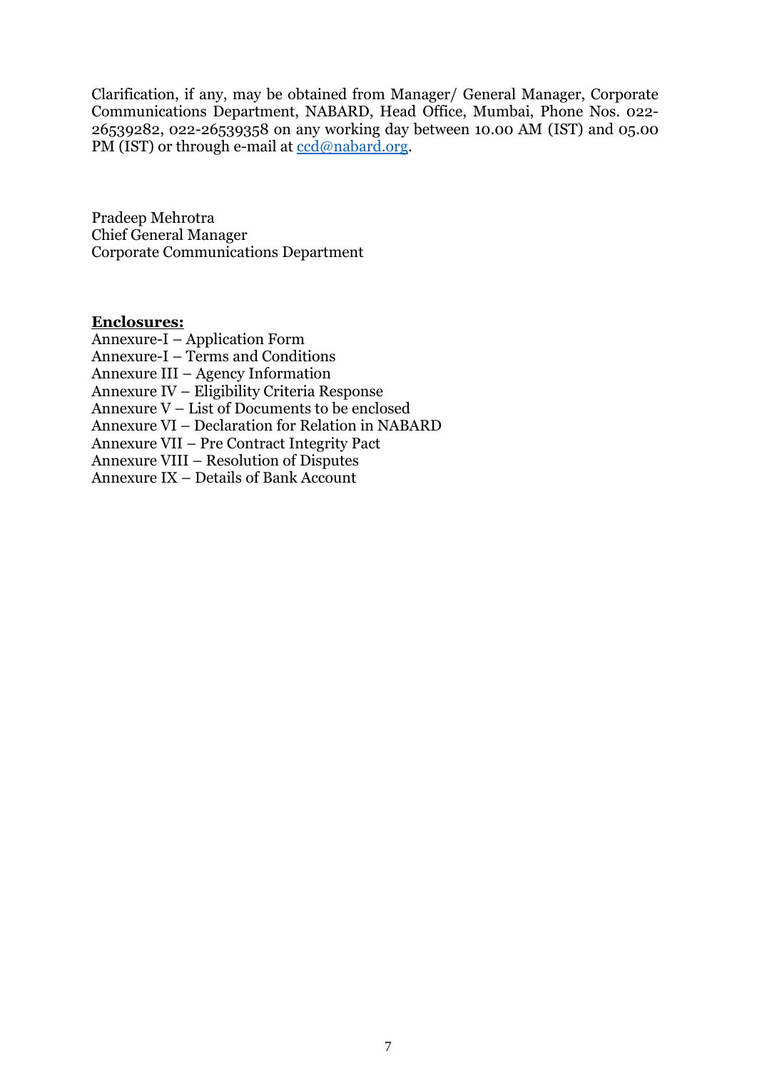Clarification, if any, may be obtained from Manager/ General Manager, Corporate Communications Department, NABARD, Head Office, Mumbai, Phone Nos. 022-26539282, 022-26539358 on any working day between 10.00 AM (IST) and 05.00 PM (IST) or through e-mail at ccd@nabard.org.

Pradeep Mehrotra
Chief General Manager
Corporate Communications Department

**Enclosures:**

Annexure-I – Application Form
Annexure-I – Terms and Conditions
Annexure III – Agency Information
Annexure IV – Eligibility Criteria Response
Annexure V – List of Documents to be enclosed
Annexure VI – Declaration for Relation in NABARD
Annexure VII – Pre Contract Integrity Pact
Annexure VIII – Resolution of Disputes
Annexure IX – Details of Bank Account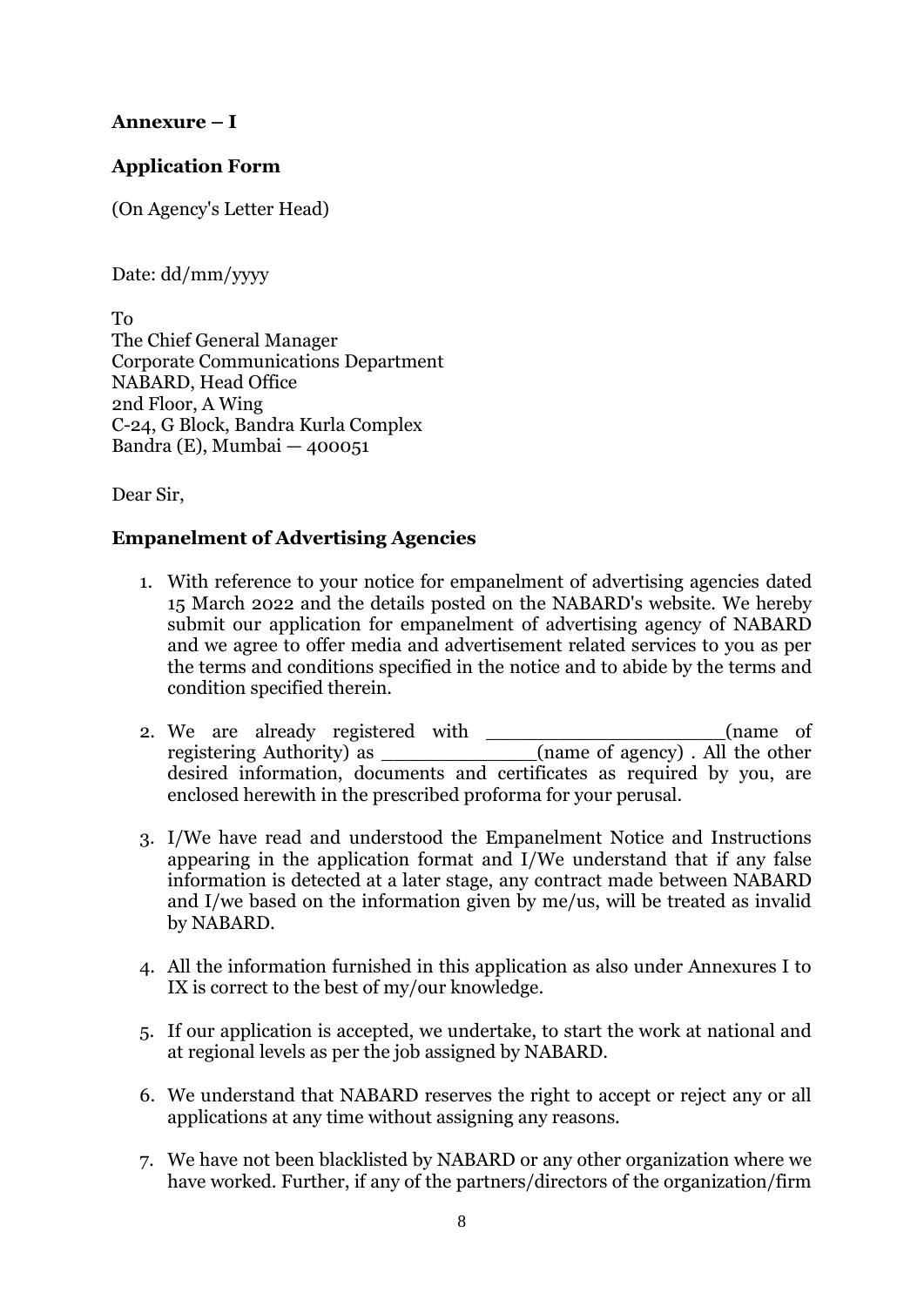**Annexure – I**

**Application Form**

(On Agency's Letter Head)

Date: dd/mm/yyyy

To
The Chief General Manager
Corporate Communications Department
NABARD, Head Office
2nd Floor, A Wing
C-24, G Block, Bandra Kurla Complex
Bandra (E), Mumbai — 400051

Dear Sir,

**Empanelment of Advertising Agencies**

1. With reference to your notice for empanelment of advertising agencies dated 15 March 2022 and the details posted on the NABARD's website. We hereby submit our application for empanelment of advertising agency of NABARD and we agree to offer media and advertisement related services to you as per the terms and conditions specified in the notice and to abide by the terms and condition specified therein.

2. We are already registered with ____________________(name of registering Authority) as _____________(name of agency) . All the other desired information, documents and certificates as required by you, are enclosed herewith in the prescribed proforma for your perusal.

3. I/We have read and understood the Empanelment Notice and Instructions appearing in the application format and I/We understand that if any false information is detected at a later stage, any contract made between NABARD and I/we based on the information given by me/us, will be treated as invalid by NABARD.

4. All the information furnished in this application as also under Annexures I to IX is correct to the best of my/our knowledge.

5. If our application is accepted, we undertake, to start the work at national and at regional levels as per the job assigned by NABARD.

6. We understand that NABARD reserves the right to accept or reject any or all applications at any time without assigning any reasons.

7. We have not been blacklisted by NABARD or any other organization where we have worked. Further, if any of the partners/directors of the organization/firm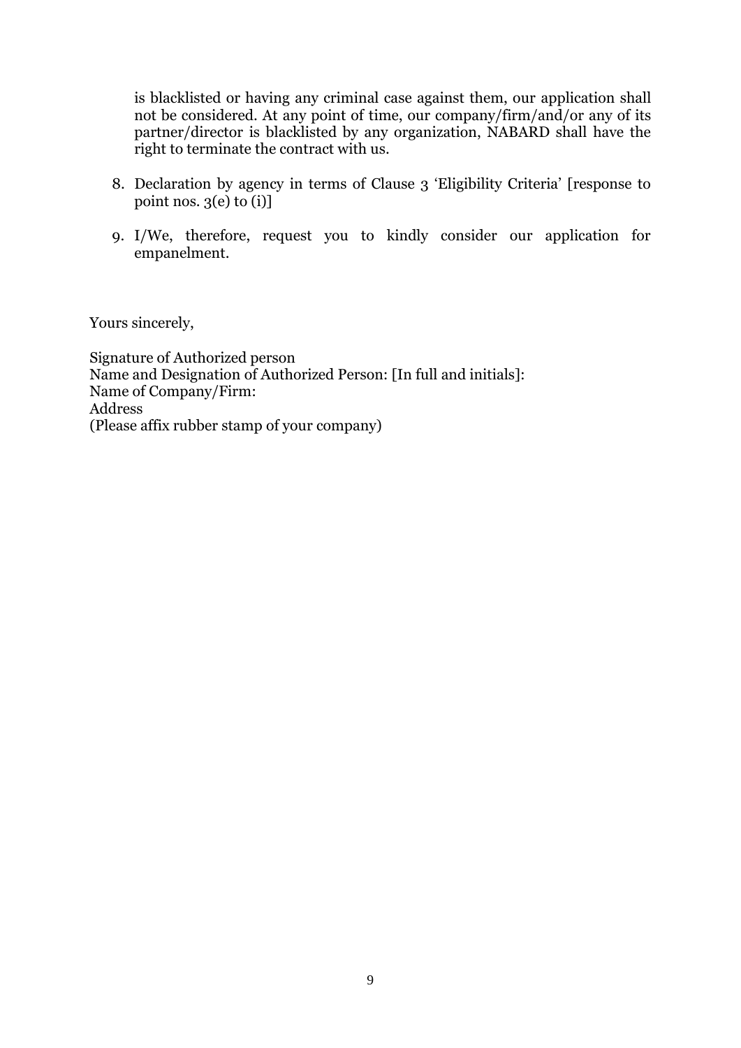is blacklisted or having any criminal case against them, our application shall not be considered. At any point of time, our company/firm/and/or any of its partner/director is blacklisted by any organization, NABARD shall have the right to terminate the contract with us.

8. Declaration by agency in terms of Clause 3 'Eligibility Criteria' [response to point nos. 3(e) to (i)]

9. I/We, therefore, request you to kindly consider our application for empanelment.

Yours sincerely,

Signature of Authorized person
Name and Designation of Authorized Person: [In full and initials]:
Name of Company/Firm:
Address
(Please affix rubber stamp of your company)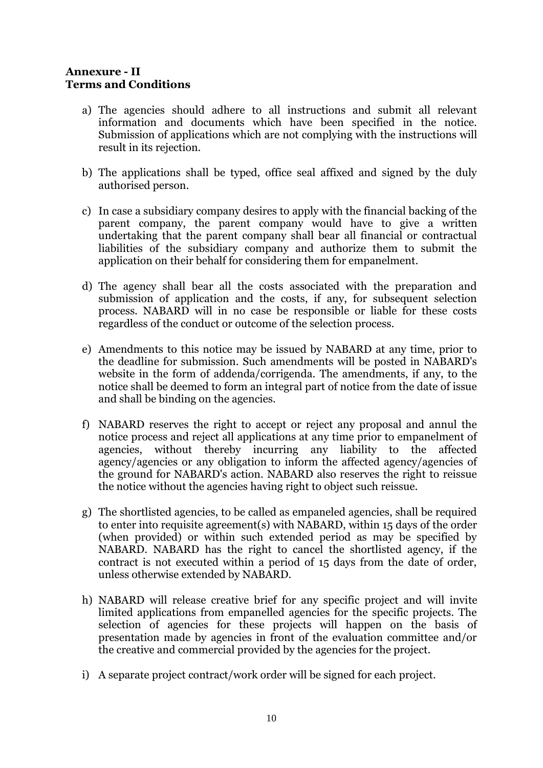**Annexure - II**
**Terms and Conditions**

a) The agencies should adhere to all instructions and submit all relevant information and documents which have been specified in the notice. Submission of applications which are not complying with the instructions will result in its rejection.

b) The applications shall be typed, office seal affixed and signed by the duly authorised person.

c) In case a subsidiary company desires to apply with the financial backing of the parent company, the parent company would have to give a written undertaking that the parent company shall bear all financial or contractual liabilities of the subsidiary company and authorize them to submit the application on their behalf for considering them for empanelment.

d) The agency shall bear all the costs associated with the preparation and submission of application and the costs, if any, for subsequent selection process. NABARD will in no case be responsible or liable for these costs regardless of the conduct or outcome of the selection process.

e) Amendments to this notice may be issued by NABARD at any time, prior to the deadline for submission. Such amendments will be posted in NABARD's website in the form of addenda/corrigenda. The amendments, if any, to the notice shall be deemed to form an integral part of notice from the date of issue and shall be binding on the agencies.

f) NABARD reserves the right to accept or reject any proposal and annul the notice process and reject all applications at any time prior to empanelment of agencies, without thereby incurring any liability to the affected agency/agencies or any obligation to inform the affected agency/agencies of the ground for NABARD's action. NABARD also reserves the right to reissue the notice without the agencies having right to object such reissue.

g) The shortlisted agencies, to be called as empaneled agencies, shall be required to enter into requisite agreement(s) with NABARD, within 15 days of the order (when provided) or within such extended period as may be specified by NABARD. NABARD has the right to cancel the shortlisted agency, if the contract is not executed within a period of 15 days from the date of order, unless otherwise extended by NABARD.

h) NABARD will release creative brief for any specific project and will invite limited applications from empanelled agencies for the specific projects. The selection of agencies for these projects will happen on the basis of presentation made by agencies in front of the evaluation committee and/or the creative and commercial provided by the agencies for the project.

i) A separate project contract/work order will be signed for each project.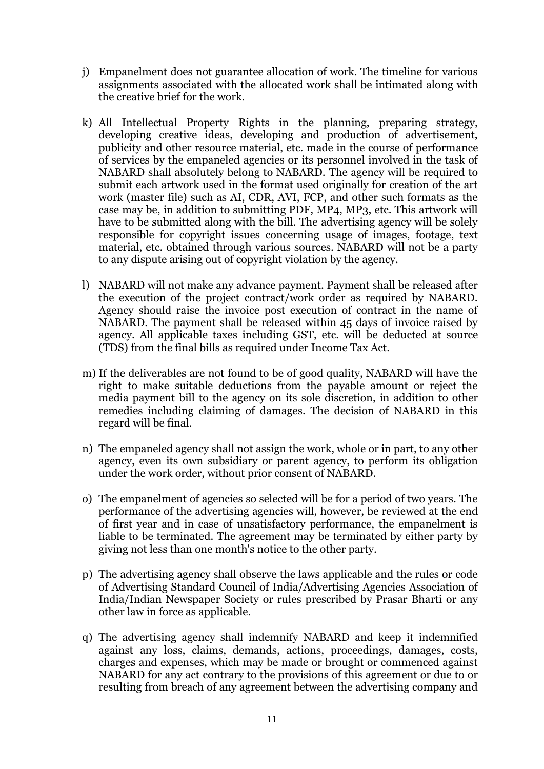j) Empanelment does not guarantee allocation of work. The timeline for various assignments associated with the allocated work shall be intimated along with the creative brief for the work.

k) All Intellectual Property Rights in the planning, preparing strategy, developing creative ideas, developing and production of advertisement, publicity and other resource material, etc. made in the course of performance of services by the empaneled agencies or its personnel involved in the task of NABARD shall absolutely belong to NABARD. The agency will be required to submit each artwork used in the format used originally for creation of the art work (master file) such as AI, CDR, AVI, FCP, and other such formats as the case may be, in addition to submitting PDF, MP4, MP3, etc. This artwork will have to be submitted along with the bill. The advertising agency will be solely responsible for copyright issues concerning usage of images, footage, text material, etc. obtained through various sources. NABARD will not be a party to any dispute arising out of copyright violation by the agency.

l) NABARD will not make any advance payment. Payment shall be released after the execution of the project contract/work order as required by NABARD. Agency should raise the invoice post execution of contract in the name of NABARD. The payment shall be released within 45 days of invoice raised by agency. All applicable taxes including GST, etc. will be deducted at source (TDS) from the final bills as required under Income Tax Act.

m) If the deliverables are not found to be of good quality, NABARD will have the right to make suitable deductions from the payable amount or reject the media payment bill to the agency on its sole discretion, in addition to other remedies including claiming of damages. The decision of NABARD in this regard will be final.

n) The empaneled agency shall not assign the work, whole or in part, to any other agency, even its own subsidiary or parent agency, to perform its obligation under the work order, without prior consent of NABARD.

o) The empanelment of agencies so selected will be for a period of two years. The performance of the advertising agencies will, however, be reviewed at the end of first year and in case of unsatisfactory performance, the empanelment is liable to be terminated. The agreement may be terminated by either party by giving not less than one month's notice to the other party.

p) The advertising agency shall observe the laws applicable and the rules or code of Advertising Standard Council of India/Advertising Agencies Association of India/Indian Newspaper Society or rules prescribed by Prasar Bharti or any other law in force as applicable.

q) The advertising agency shall indemnify NABARD and keep it indemnified against any loss, claims, demands, actions, proceedings, damages, costs, charges and expenses, which may be made or brought or commenced against NABARD for any act contrary to the provisions of this agreement or due to or resulting from breach of any agreement between the advertising company and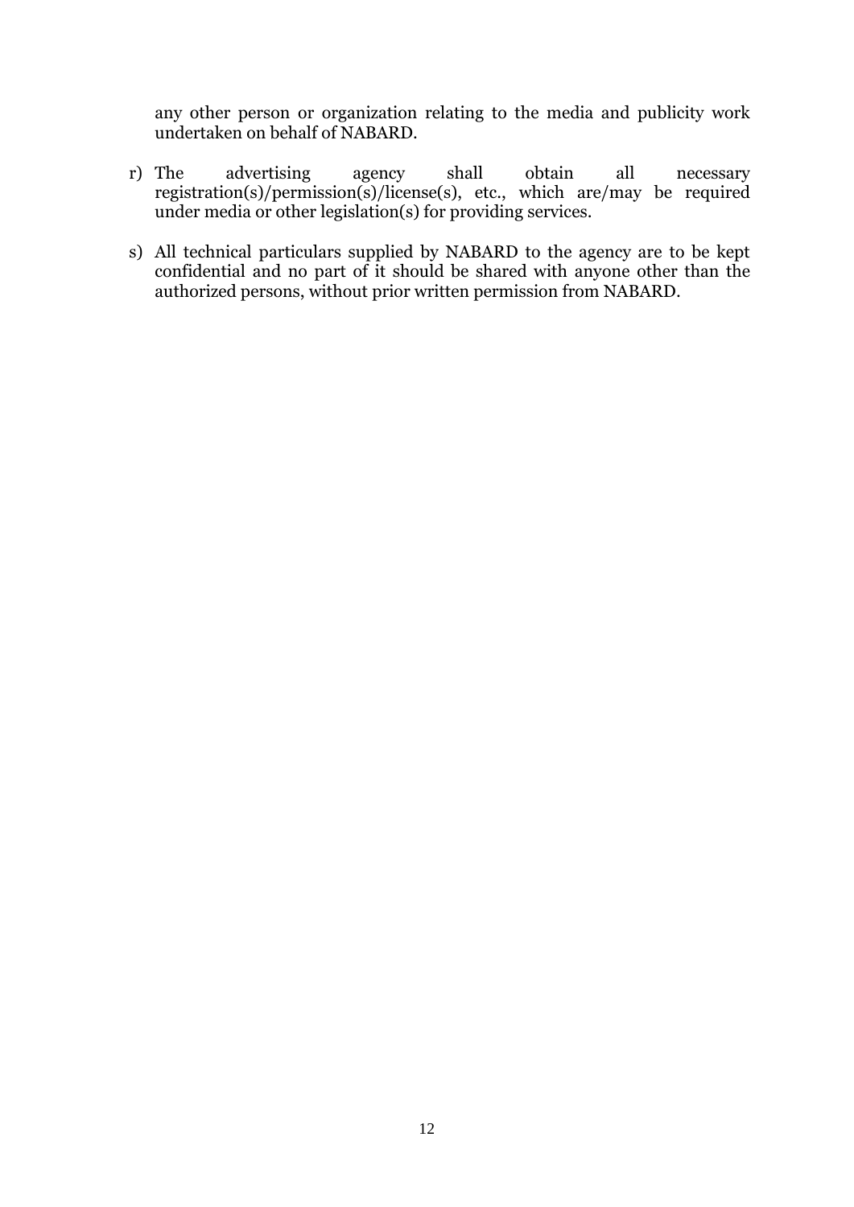any other person or organization relating to the media and publicity work undertaken on behalf of NABARD.

r) The advertising agency shall obtain all necessary registration(s)/permission(s)/license(s), etc., which are/may be required under media or other legislation(s) for providing services.

s) All technical particulars supplied by NABARD to the agency are to be kept confidential and no part of it should be shared with anyone other than the authorized persons, without prior written permission from NABARD.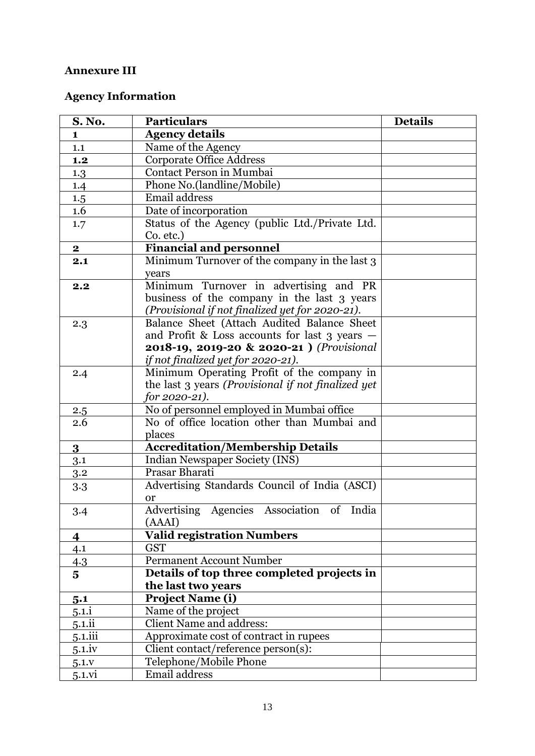**Annexure III**

**Agency Information**

| S. No. | Particulars | Details |
|---|---|---|
| **1** | **Agency details** | |
| 1.1 | Name of the Agency | |
| **1.2** | Corporate Office Address | |
| 1.3 | Contact Person in Mumbai | |
| 1.4 | Phone No.(landline/Mobile) | |
| 1.5 | Email address | |
| 1.6 | Date of incorporation | |
| 1.7 | Status of the Agency (public Ltd./Private Ltd. Co. etc.) | |
| **2** | **Financial and personnel** | |
| **2.1** | Minimum Turnover of the company in the last 3 years | |
| **2.2** | Minimum Turnover in advertising and PR business of the company in the last 3 years *(Provisional if not finalized yet for 2020-21).* | |
| 2.3 | Balance Sheet (Attach Audited Balance Sheet and Profit & Loss accounts for last 3 years — **2018-19, 2019-20 & 2020-21 )** *(Provisional if not finalized yet for 2020-21).* | |
| 2.4 | Minimum Operating Profit of the company in the last 3 years *(Provisional if not finalized yet for 2020-21).* | |
| 2.5 | No of personnel employed in Mumbai office | |
| 2.6 | No of office location other than Mumbai and places | |
| **3** | **Accreditation/Membership Details** | |
| 3.1 | Indian Newspaper Society (INS) | |
| 3.2 | Prasar Bharati | |
| 3.3 | Advertising Standards Council of India (ASCI) or | |
| 3.4 | Advertising Agencies Association of India (AAAI) | |
| **4** | **Valid registration Numbers** | |
| 4.1 | GST | |
| 4.3 | Permanent Account Number | |
| **5** | **Details of top three completed projects in the last two years** | |
| **5.1** | **Project Name (i)** | |
| 5.1.i | Name of the project | |
| 5.1.ii | Client Name and address: | |
| 5.1.iii | Approximate cost of contract in rupees | |
| 5.1.iv | Client contact/reference person(s): | |
| 5.1.v | Telephone/Mobile Phone | |
| 5.1.vi | Email address | |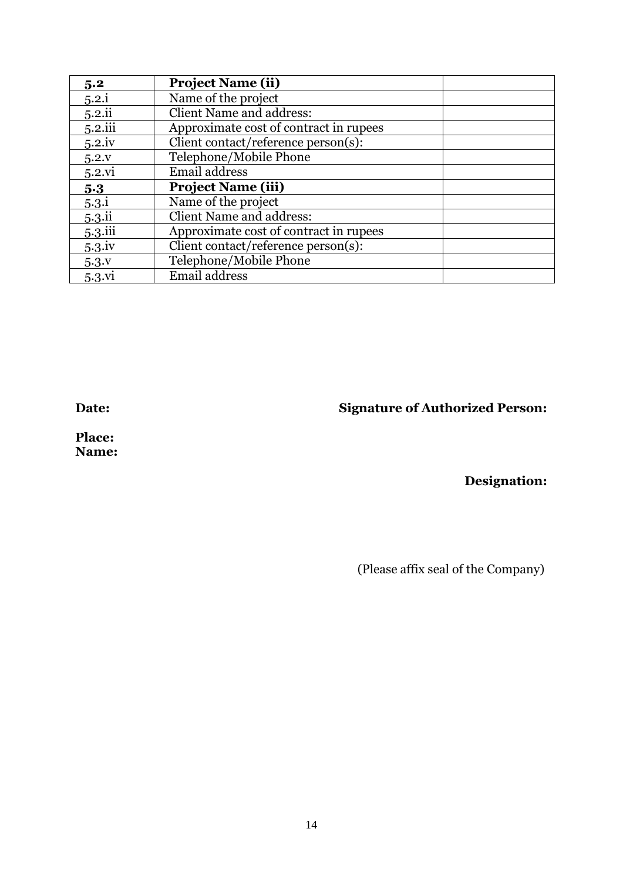| **5.2** | **Project Name (ii)** | |
|---|---|---|
| 5.2.i | Name of the project | |
| 5.2.ii | Client Name and address: | |
| 5.2.iii | Approximate cost of contract in rupees | |
| 5.2.iv | Client contact/reference person(s): | |
| 5.2.v | Telephone/Mobile Phone | |
| 5.2.vi | Email address | |
| **5.3** | **Project Name (iii)** | |
| 5.3.i | Name of the project | |
| 5.3.ii | Client Name and address: | |
| 5.3.iii | Approximate cost of contract in rupees | |
| 5.3.iv | Client contact/reference person(s): | |
| 5.3.v | Telephone/Mobile Phone | |
| 5.3.vi | Email address | |

**Date:** **Signature of Authorized Person:**

**Place:**
**Name:**

**Designation:**

(Please affix seal of the Company)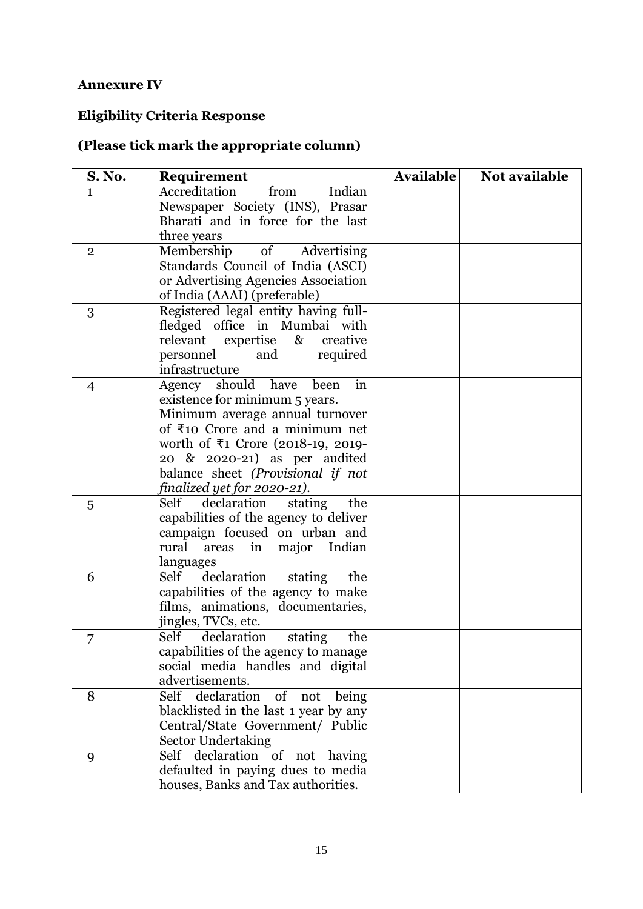**Annexure IV**

**Eligibility Criteria Response**

**(Please tick mark the appropriate column)**

| S. No. | Requirement | Available | Not available |
|---|---|---|---|
| 1 | Accreditation from Indian Newspaper Society (INS), Prasar Bharati and in force for the last three years | | |
| 2 | Membership of Advertising Standards Council of India (ASCI) or Advertising Agencies Association of India (AAAI) (preferable) | | |
| 3 | Registered legal entity having full-fledged office in Mumbai with relevant expertise & creative personnel and required infrastructure | | |
| 4 | Agency should have been in existence for minimum 5 years. Minimum average annual turnover of ₹10 Crore and a minimum net worth of ₹1 Crore (2018-19, 2019-20 & 2020-21) as per audited balance sheet *(Provisional if not finalized yet for 2020-21)*. | | |
| 5 | Self declaration stating the capabilities of the agency to deliver campaign focused on urban and rural areas in major Indian languages | | |
| 6 | Self declaration stating the capabilities of the agency to make films, animations, documentaries, jingles, TVCs, etc. | | |
| 7 | Self declaration stating the capabilities of the agency to manage social media handles and digital advertisements. | | |
| 8 | Self declaration of not being blacklisted in the last 1 year by any Central/State Government/ Public Sector Undertaking | | |
| 9 | Self declaration of not having defaulted in paying dues to media houses, Banks and Tax authorities. | | |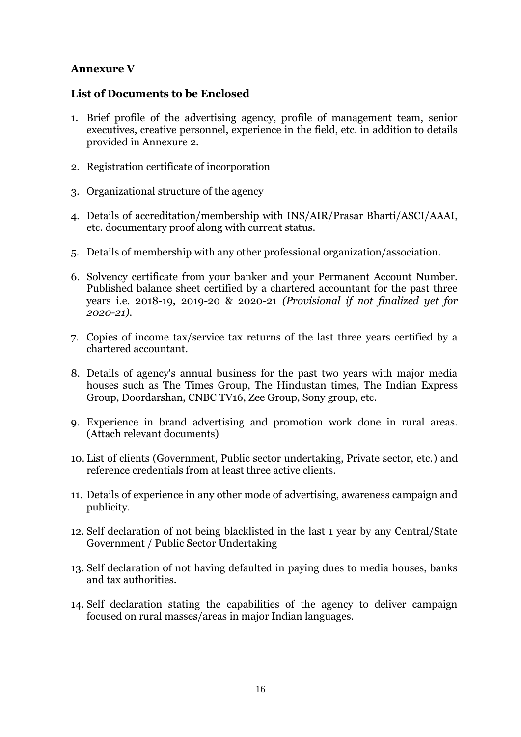**Annexure V**

**List of Documents to be Enclosed**

1. Brief profile of the advertising agency, profile of management team, senior executives, creative personnel, experience in the field, etc. in addition to details provided in Annexure 2.

2. Registration certificate of incorporation

3. Organizational structure of the agency

4. Details of accreditation/membership with INS/AIR/Prasar Bharti/ASCI/AAAI, etc. documentary proof along with current status.

5. Details of membership with any other professional organization/association.

6. Solvency certificate from your banker and your Permanent Account Number. Published balance sheet certified by a chartered accountant for the past three years i.e. 2018-19, 2019-20 & 2020-21 *(Provisional if not finalized yet for 2020-21).*

7. Copies of income tax/service tax returns of the last three years certified by a chartered accountant.

8. Details of agency's annual business for the past two years with major media houses such as The Times Group, The Hindustan times, The Indian Express Group, Doordarshan, CNBC TV16, Zee Group, Sony group, etc.

9. Experience in brand advertising and promotion work done in rural areas. (Attach relevant documents)

10. List of clients (Government, Public sector undertaking, Private sector, etc.) and reference credentials from at least three active clients.

11. Details of experience in any other mode of advertising, awareness campaign and publicity.

12. Self declaration of not being blacklisted in the last 1 year by any Central/State Government / Public Sector Undertaking

13. Self declaration of not having defaulted in paying dues to media houses, banks and tax authorities.

14. Self declaration stating the capabilities of the agency to deliver campaign focused on rural masses/areas in major Indian languages.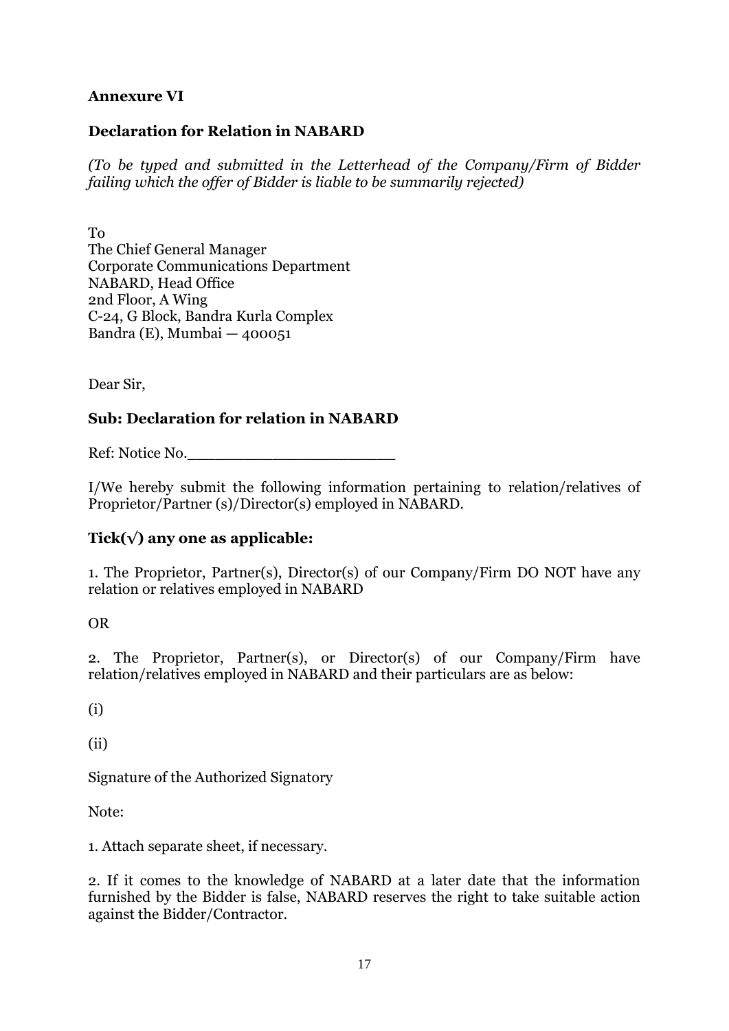**Annexure VI**

**Declaration for Relation in NABARD**

*(To be typed and submitted in the Letterhead of the Company/Firm of Bidder failing which the offer of Bidder is liable to be summarily rejected)*

To
The Chief General Manager
Corporate Communications Department
NABARD, Head Office
2nd Floor, A Wing
C-24, G Block, Bandra Kurla Complex
Bandra (E), Mumbai — 400051

Dear Sir,

**Sub: Declaration for relation in NABARD**

Ref: Notice No.______________________

I/We hereby submit the following information pertaining to relation/relatives of Proprietor/Partner (s)/Director(s) employed in NABARD.

**Tick(√) any one as applicable:**

1. The Proprietor, Partner(s), Director(s) of our Company/Firm DO NOT have any relation or relatives employed in NABARD

OR

2. The Proprietor, Partner(s), or Director(s) of our Company/Firm have relation/relatives employed in NABARD and their particulars are as below:

(i)

(ii)

Signature of the Authorized Signatory

Note:

1. Attach separate sheet, if necessary.

2. If it comes to the knowledge of NABARD at a later date that the information furnished by the Bidder is false, NABARD reserves the right to take suitable action against the Bidder/Contractor.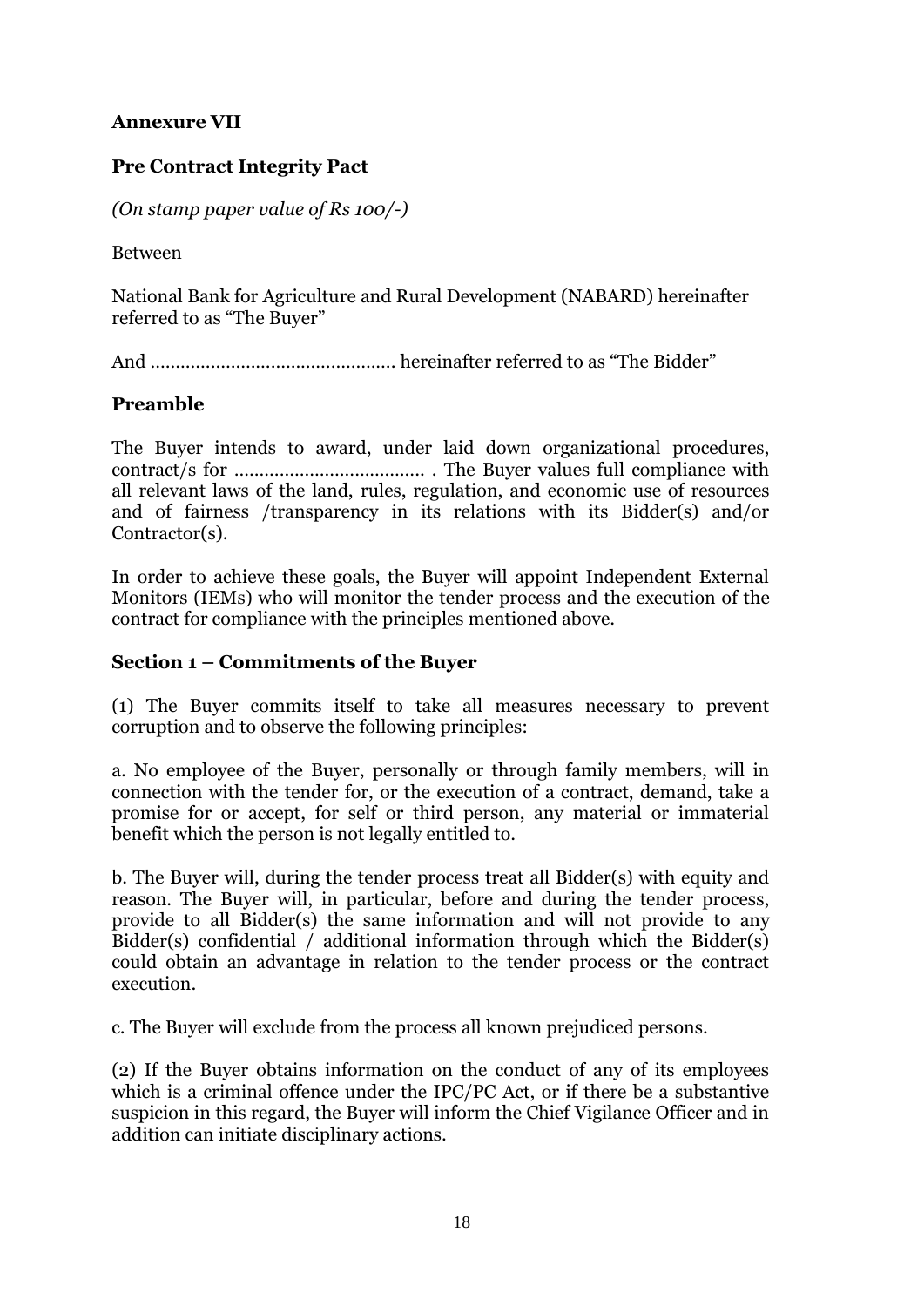**Annexure VII**

**Pre Contract Integrity Pact**

*(On stamp paper value of Rs 100/-)*

Between

National Bank for Agriculture and Rural Development (NABARD) hereinafter referred to as "The Buyer"

And ............................................... hereinafter referred to as "The Bidder"

## Preamble

The Buyer intends to award, under laid down organizational procedures, contract/s for ..................................... . The Buyer values full compliance with all relevant laws of the land, rules, regulation, and economic use of resources and of fairness /transparency in its relations with its Bidder(s) and/or Contractor(s).

In order to achieve these goals, the Buyer will appoint Independent External Monitors (IEMs) who will monitor the tender process and the execution of the contract for compliance with the principles mentioned above.

## Section 1 – Commitments of the Buyer

(1) The Buyer commits itself to take all measures necessary to prevent corruption and to observe the following principles:

a. No employee of the Buyer, personally or through family members, will in connection with the tender for, or the execution of a contract, demand, take a promise for or accept, for self or third person, any material or immaterial benefit which the person is not legally entitled to.

b. The Buyer will, during the tender process treat all Bidder(s) with equity and reason. The Buyer will, in particular, before and during the tender process, provide to all Bidder(s) the same information and will not provide to any Bidder(s) confidential / additional information through which the Bidder(s) could obtain an advantage in relation to the tender process or the contract execution.

c. The Buyer will exclude from the process all known prejudiced persons.

(2) If the Buyer obtains information on the conduct of any of its employees which is a criminal offence under the IPC/PC Act, or if there be a substantive suspicion in this regard, the Buyer will inform the Chief Vigilance Officer and in addition can initiate disciplinary actions.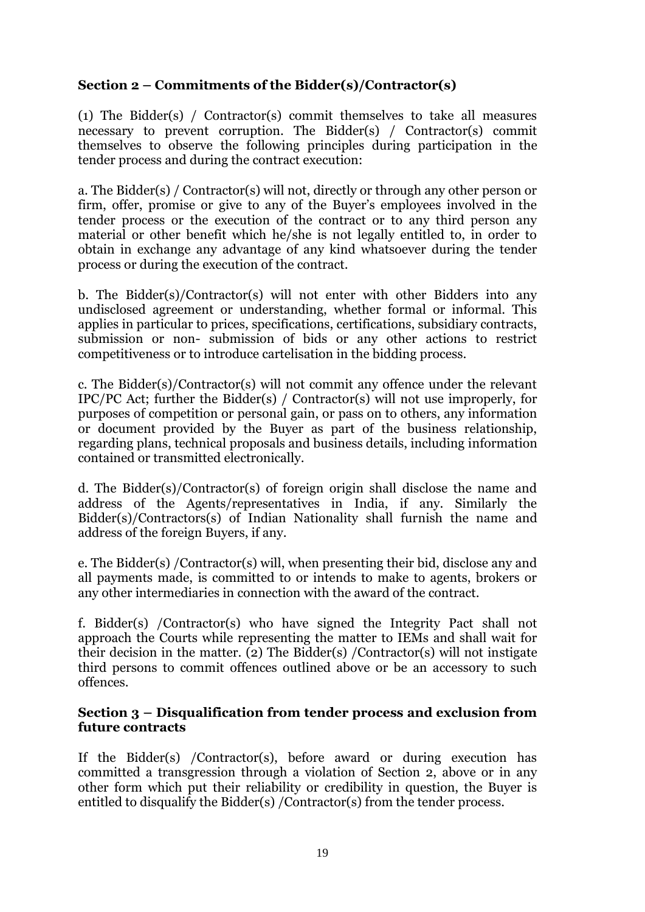### Section 2 – Commitments of the Bidder(s)/Contractor(s)

(1) The Bidder(s) / Contractor(s) commit themselves to take all measures necessary to prevent corruption. The Bidder(s) / Contractor(s) commit themselves to observe the following principles during participation in the tender process and during the contract execution:

a. The Bidder(s) / Contractor(s) will not, directly or through any other person or firm, offer, promise or give to any of the Buyer's employees involved in the tender process or the execution of the contract or to any third person any material or other benefit which he/she is not legally entitled to, in order to obtain in exchange any advantage of any kind whatsoever during the tender process or during the execution of the contract.

b. The Bidder(s)/Contractor(s) will not enter with other Bidders into any undisclosed agreement or understanding, whether formal or informal. This applies in particular to prices, specifications, certifications, subsidiary contracts, submission or non- submission of bids or any other actions to restrict competitiveness or to introduce cartelisation in the bidding process.

c. The Bidder(s)/Contractor(s) will not commit any offence under the relevant IPC/PC Act; further the Bidder(s) / Contractor(s) will not use improperly, for purposes of competition or personal gain, or pass on to others, any information or document provided by the Buyer as part of the business relationship, regarding plans, technical proposals and business details, including information contained or transmitted electronically.

d. The Bidder(s)/Contractor(s) of foreign origin shall disclose the name and address of the Agents/representatives in India, if any. Similarly the Bidder(s)/Contractors(s) of Indian Nationality shall furnish the name and address of the foreign Buyers, if any.

e. The Bidder(s) /Contractor(s) will, when presenting their bid, disclose any and all payments made, is committed to or intends to make to agents, brokers or any other intermediaries in connection with the award of the contract.

f. Bidder(s) /Contractor(s) who have signed the Integrity Pact shall not approach the Courts while representing the matter to IEMs and shall wait for their decision in the matter. (2) The Bidder(s) /Contractor(s) will not instigate third persons to commit offences outlined above or be an accessory to such offences.

### Section 3 – Disqualification from tender process and exclusion from future contracts

If the Bidder(s) /Contractor(s), before award or during execution has committed a transgression through a violation of Section 2, above or in any other form which put their reliability or credibility in question, the Buyer is entitled to disqualify the Bidder(s) /Contractor(s) from the tender process.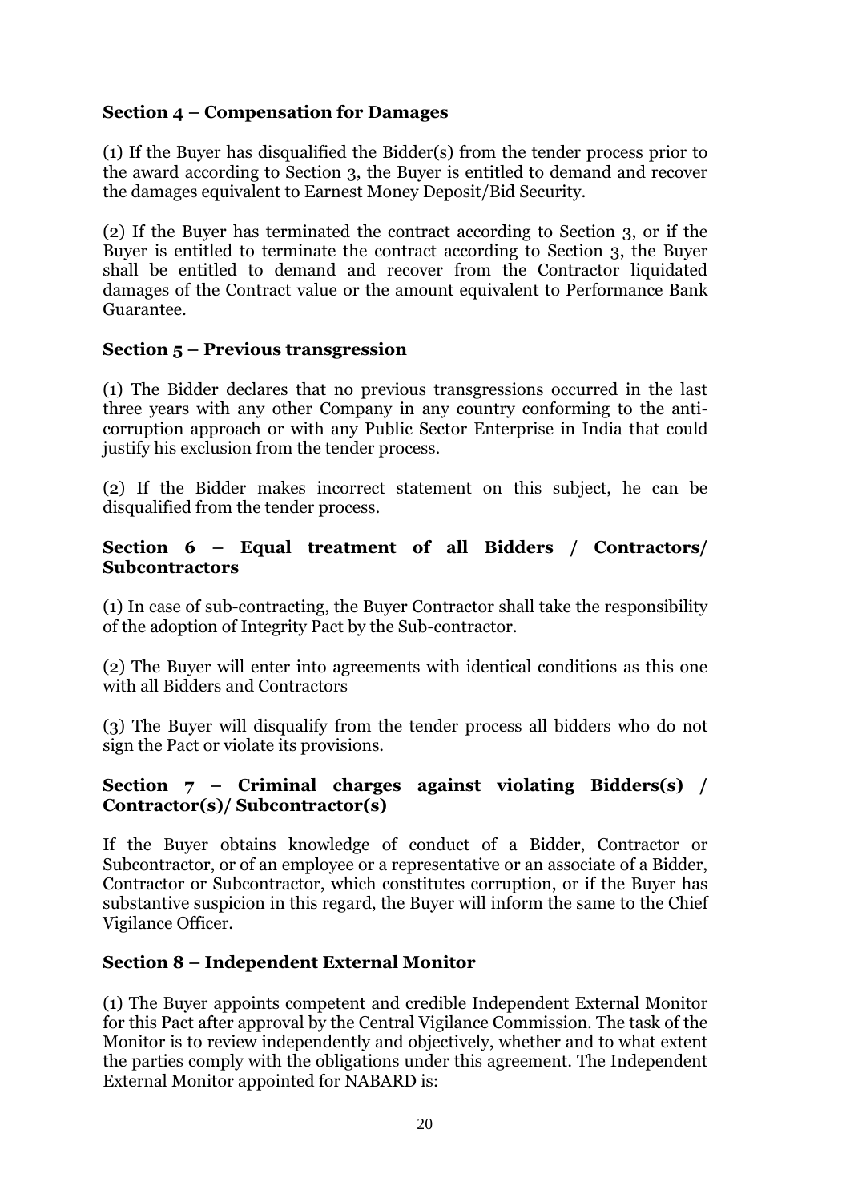### Section 4 – Compensation for Damages

(1) If the Buyer has disqualified the Bidder(s) from the tender process prior to the award according to Section 3, the Buyer is entitled to demand and recover the damages equivalent to Earnest Money Deposit/Bid Security.

(2) If the Buyer has terminated the contract according to Section 3, or if the Buyer is entitled to terminate the contract according to Section 3, the Buyer shall be entitled to demand and recover from the Contractor liquidated damages of the Contract value or the amount equivalent to Performance Bank Guarantee.

### Section 5 – Previous transgression

(1) The Bidder declares that no previous transgressions occurred in the last three years with any other Company in any country conforming to the anti-corruption approach or with any Public Sector Enterprise in India that could justify his exclusion from the tender process.

(2) If the Bidder makes incorrect statement on this subject, he can be disqualified from the tender process.

### Section 6 – Equal treatment of all Bidders / Contractors/ Subcontractors

(1) In case of sub-contracting, the Buyer Contractor shall take the responsibility of the adoption of Integrity Pact by the Sub-contractor.

(2) The Buyer will enter into agreements with identical conditions as this one with all Bidders and Contractors

(3) The Buyer will disqualify from the tender process all bidders who do not sign the Pact or violate its provisions.

### Section 7 – Criminal charges against violating Bidders(s) / Contractor(s)/ Subcontractor(s)

If the Buyer obtains knowledge of conduct of a Bidder, Contractor or Subcontractor, or of an employee or a representative or an associate of a Bidder, Contractor or Subcontractor, which constitutes corruption, or if the Buyer has substantive suspicion in this regard, the Buyer will inform the same to the Chief Vigilance Officer.

### Section 8 – Independent External Monitor

(1) The Buyer appoints competent and credible Independent External Monitor for this Pact after approval by the Central Vigilance Commission. The task of the Monitor is to review independently and objectively, whether and to what extent the parties comply with the obligations under this agreement. The Independent External Monitor appointed for NABARD is: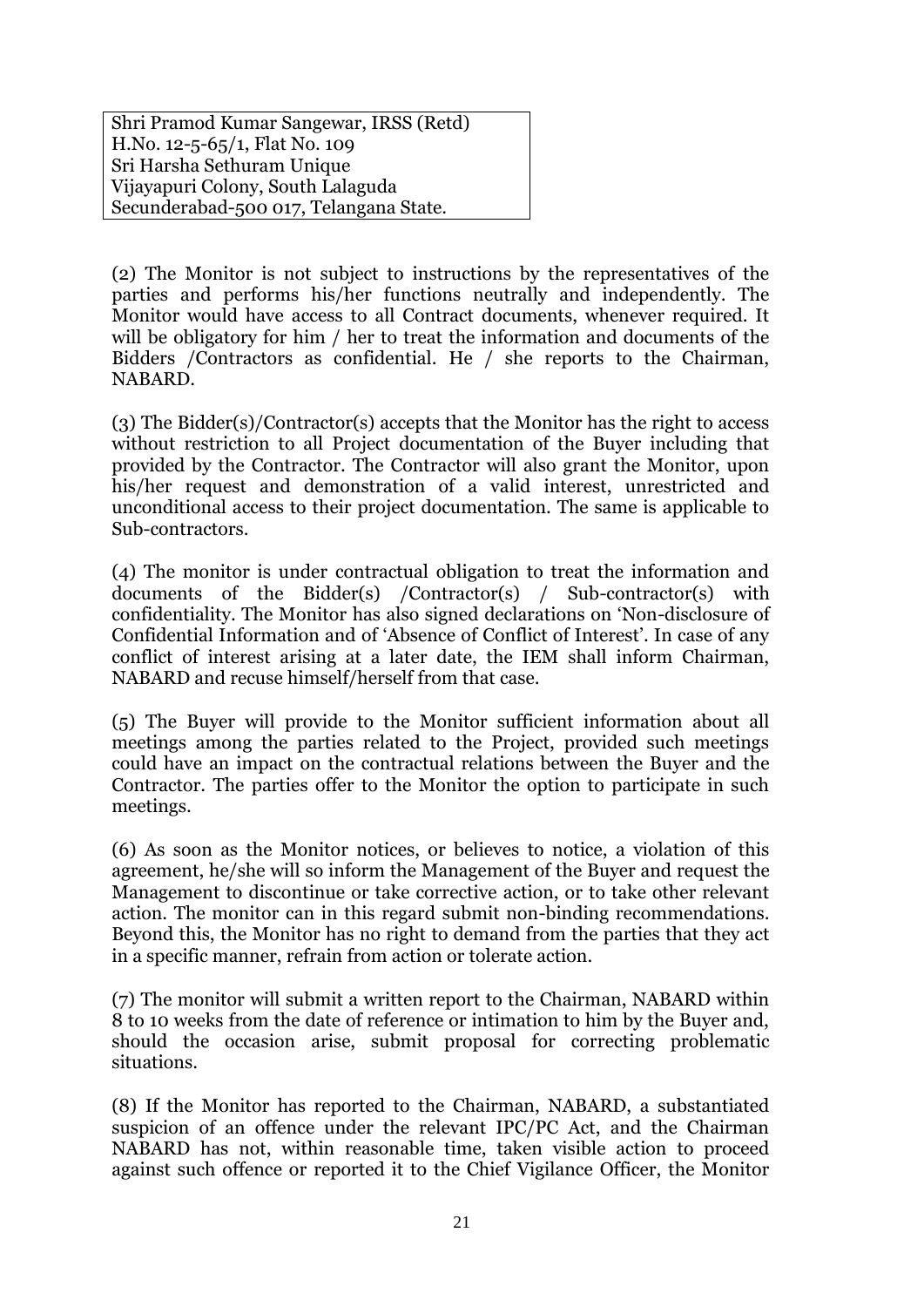Shri Pramod Kumar Sangewar, IRSS (Retd)
H.No. 12-5-65/1, Flat No. 109
Sri Harsha Sethuram Unique
Vijayapuri Colony, South Lalaguda
Secunderabad-500 017, Telangana State.

(2) The Monitor is not subject to instructions by the representatives of the parties and performs his/her functions neutrally and independently. The Monitor would have access to all Contract documents, whenever required. It will be obligatory for him / her to treat the information and documents of the Bidders /Contractors as confidential. He / she reports to the Chairman, NABARD.

(3) The Bidder(s)/Contractor(s) accepts that the Monitor has the right to access without restriction to all Project documentation of the Buyer including that provided by the Contractor. The Contractor will also grant the Monitor, upon his/her request and demonstration of a valid interest, unrestricted and unconditional access to their project documentation. The same is applicable to Sub-contractors.

(4) The monitor is under contractual obligation to treat the information and documents of the Bidder(s) /Contractor(s) / Sub-contractor(s) with confidentiality. The Monitor has also signed declarations on 'Non-disclosure of Confidential Information and of 'Absence of Conflict of Interest'. In case of any conflict of interest arising at a later date, the IEM shall inform Chairman, NABARD and recuse himself/herself from that case.

(5) The Buyer will provide to the Monitor sufficient information about all meetings among the parties related to the Project, provided such meetings could have an impact on the contractual relations between the Buyer and the Contractor. The parties offer to the Monitor the option to participate in such meetings.

(6) As soon as the Monitor notices, or believes to notice, a violation of this agreement, he/she will so inform the Management of the Buyer and request the Management to discontinue or take corrective action, or to take other relevant action. The monitor can in this regard submit non-binding recommendations. Beyond this, the Monitor has no right to demand from the parties that they act in a specific manner, refrain from action or tolerate action.

(7) The monitor will submit a written report to the Chairman, NABARD within 8 to 10 weeks from the date of reference or intimation to him by the Buyer and, should the occasion arise, submit proposal for correcting problematic situations.

(8) If the Monitor has reported to the Chairman, NABARD, a substantiated suspicion of an offence under the relevant IPC/PC Act, and the Chairman NABARD has not, within reasonable time, taken visible action to proceed against such offence or reported it to the Chief Vigilance Officer, the Monitor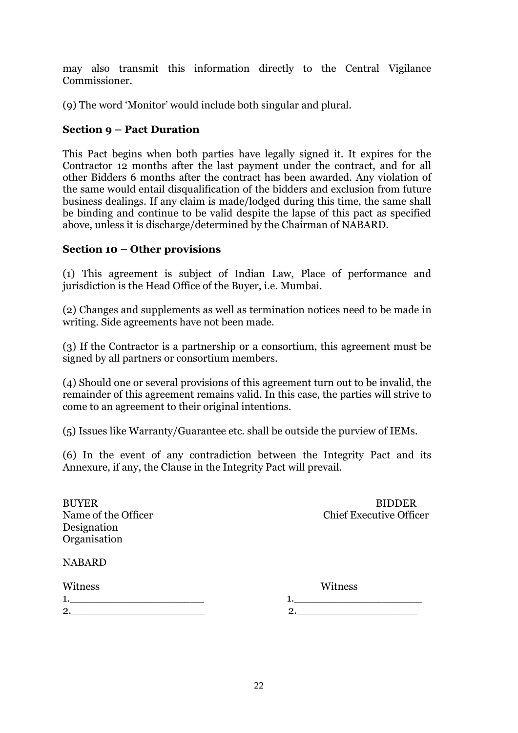may also transmit this information directly to the Central Vigilance Commissioner.

(9) The word 'Monitor' would include both singular and plural.

**Section 9 – Pact Duration**

This Pact begins when both parties have legally signed it. It expires for the Contractor 12 months after the last payment under the contract, and for all other Bidders 6 months after the contract has been awarded. Any violation of the same would entail disqualification of the bidders and exclusion from future business dealings. If any claim is made/lodged during this time, the same shall be binding and continue to be valid despite the lapse of this pact as specified above, unless it is discharge/determined by the Chairman of NABARD.

**Section 10 – Other provisions**

(1) This agreement is subject of Indian Law, Place of performance and jurisdiction is the Head Office of the Buyer, i.e. Mumbai.

(2) Changes and supplements as well as termination notices need to be made in writing. Side agreements have not been made.

(3) If the Contractor is a partnership or a consortium, this agreement must be signed by all partners or consortium members.

(4) Should one or several provisions of this agreement turn out to be invalid, the remainder of this agreement remains valid. In this case, the parties will strive to come to an agreement to their original intentions.

(5) Issues like Warranty/Guarantee etc. shall be outside the purview of IEMs.

(6) In the event of any contradiction between the Integrity Pact and its Annexure, if any, the Clause in the Integrity Pact will prevail.

BUYER
Name of the Officer
Designation
Organisation

NABARD

BIDDER
Chief Executive Officer

Witness
1.____________________
2.____________________

Witness
1.____________________
2.____________________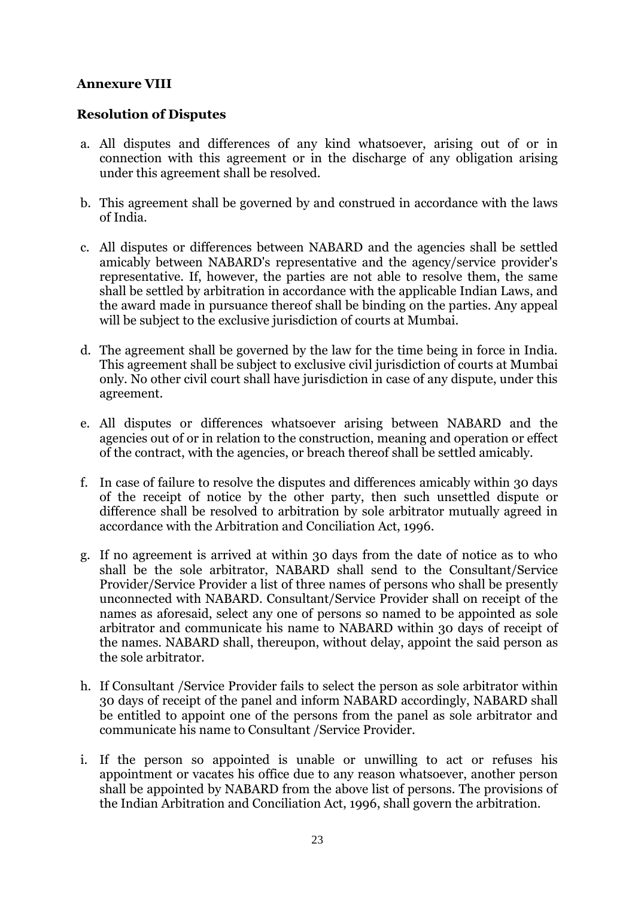**Annexure VIII**

**Resolution of Disputes**

a. All disputes and differences of any kind whatsoever, arising out of or in connection with this agreement or in the discharge of any obligation arising under this agreement shall be resolved.

b. This agreement shall be governed by and construed in accordance with the laws of India.

c. All disputes or differences between NABARD and the agencies shall be settled amicably between NABARD's representative and the agency/service provider's representative. If, however, the parties are not able to resolve them, the same shall be settled by arbitration in accordance with the applicable Indian Laws, and the award made in pursuance thereof shall be binding on the parties. Any appeal will be subject to the exclusive jurisdiction of courts at Mumbai.

d. The agreement shall be governed by the law for the time being in force in India. This agreement shall be subject to exclusive civil jurisdiction of courts at Mumbai only. No other civil court shall have jurisdiction in case of any dispute, under this agreement.

e. All disputes or differences whatsoever arising between NABARD and the agencies out of or in relation to the construction, meaning and operation or effect of the contract, with the agencies, or breach thereof shall be settled amicably.

f. In case of failure to resolve the disputes and differences amicably within 30 days of the receipt of notice by the other party, then such unsettled dispute or difference shall be resolved to arbitration by sole arbitrator mutually agreed in accordance with the Arbitration and Conciliation Act, 1996.

g. If no agreement is arrived at within 30 days from the date of notice as to who shall be the sole arbitrator, NABARD shall send to the Consultant/Service Provider/Service Provider a list of three names of persons who shall be presently unconnected with NABARD. Consultant/Service Provider shall on receipt of the names as aforesaid, select any one of persons so named to be appointed as sole arbitrator and communicate his name to NABARD within 30 days of receipt of the names. NABARD shall, thereupon, without delay, appoint the said person as the sole arbitrator.

h. If Consultant /Service Provider fails to select the person as sole arbitrator within 30 days of receipt of the panel and inform NABARD accordingly, NABARD shall be entitled to appoint one of the persons from the panel as sole arbitrator and communicate his name to Consultant /Service Provider.

i. If the person so appointed is unable or unwilling to act or refuses his appointment or vacates his office due to any reason whatsoever, another person shall be appointed by NABARD from the above list of persons. The provisions of the Indian Arbitration and Conciliation Act, 1996, shall govern the arbitration.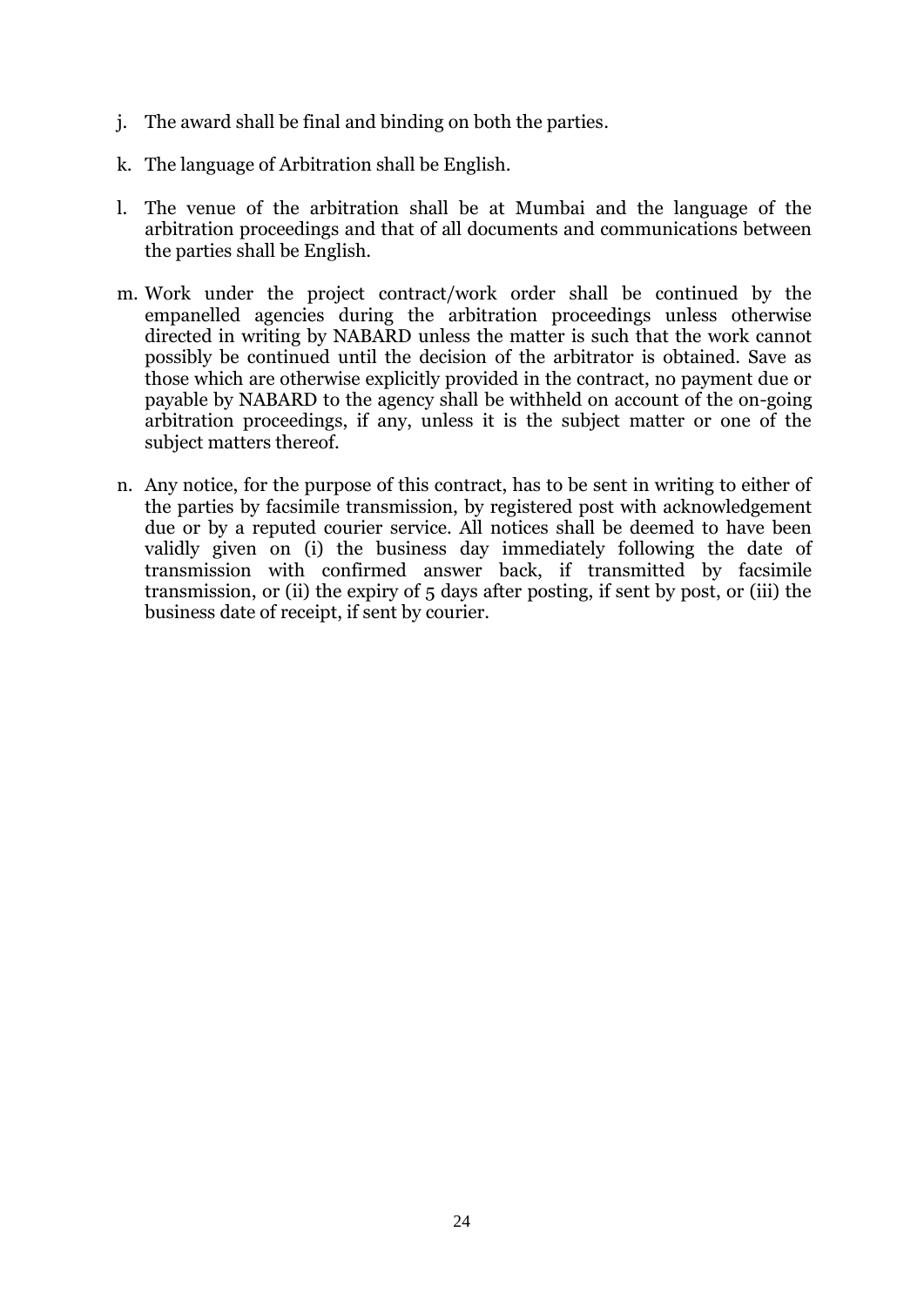j. The award shall be final and binding on both the parties.

k. The language of Arbitration shall be English.

l. The venue of the arbitration shall be at Mumbai and the language of the arbitration proceedings and that of all documents and communications between the parties shall be English.

m. Work under the project contract/work order shall be continued by the empanelled agencies during the arbitration proceedings unless otherwise directed in writing by NABARD unless the matter is such that the work cannot possibly be continued until the decision of the arbitrator is obtained. Save as those which are otherwise explicitly provided in the contract, no payment due or payable by NABARD to the agency shall be withheld on account of the on-going arbitration proceedings, if any, unless it is the subject matter or one of the subject matters thereof.

n. Any notice, for the purpose of this contract, has to be sent in writing to either of the parties by facsimile transmission, by registered post with acknowledgement due or by a reputed courier service. All notices shall be deemed to have been validly given on (i) the business day immediately following the date of transmission with confirmed answer back, if transmitted by facsimile transmission, or (ii) the expiry of 5 days after posting, if sent by post, or (iii) the business date of receipt, if sent by courier.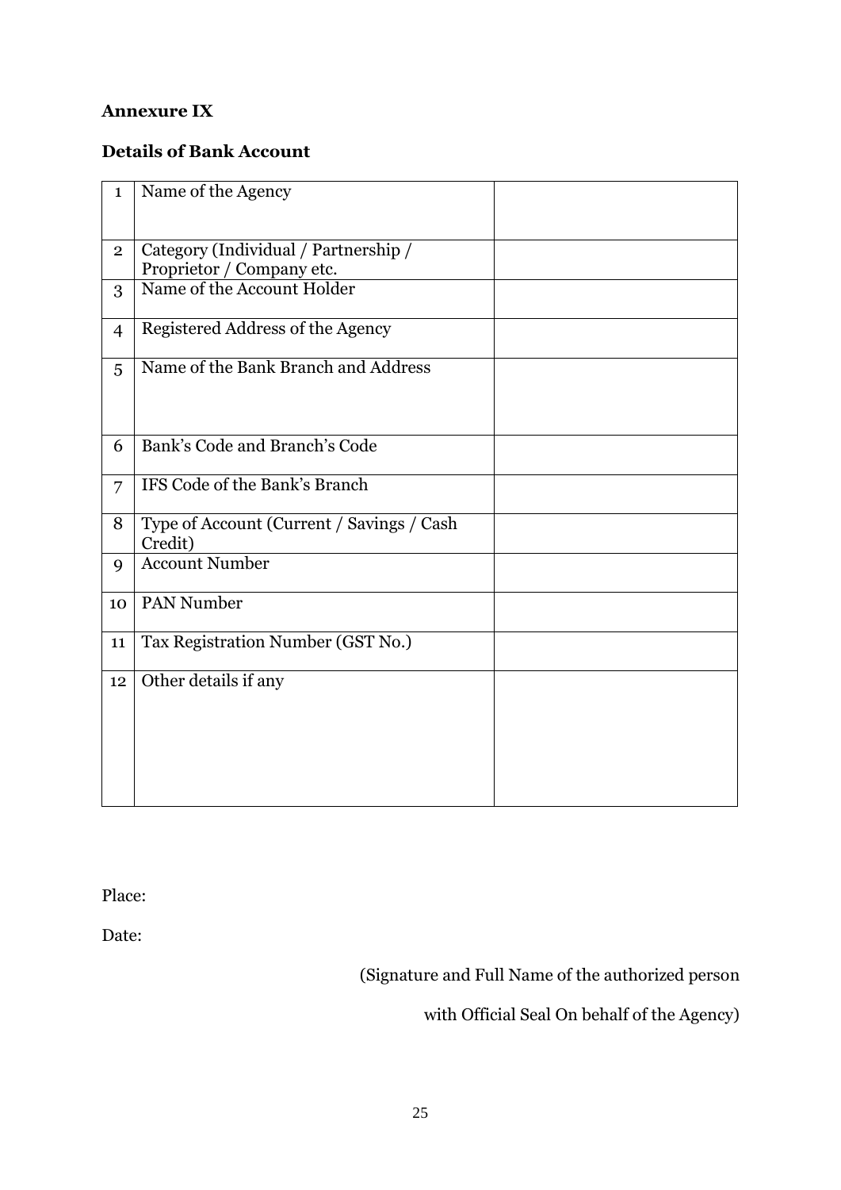**Annexure IX**

**Details of Bank Account**

| | | |
|---|---|---|
| 1 | Name of the Agency | |
| 2 | Category (Individual / Partnership / Proprietor / Company etc. | |
| 3 | Name of the Account Holder | |
| 4 | Registered Address of the Agency | |
| 5 | Name of the Bank Branch and Address | |
| 6 | Bank's Code and Branch's Code | |
| 7 | IFS Code of the Bank's Branch | |
| 8 | Type of Account (Current / Savings / Cash Credit) | |
| 9 | Account Number | |
| 10 | PAN Number | |
| 11 | Tax Registration Number (GST No.) | |
| 12 | Other details if any | |

Place:

Date:

(Signature and Full Name of the authorized person

with Official Seal On behalf of the Agency)